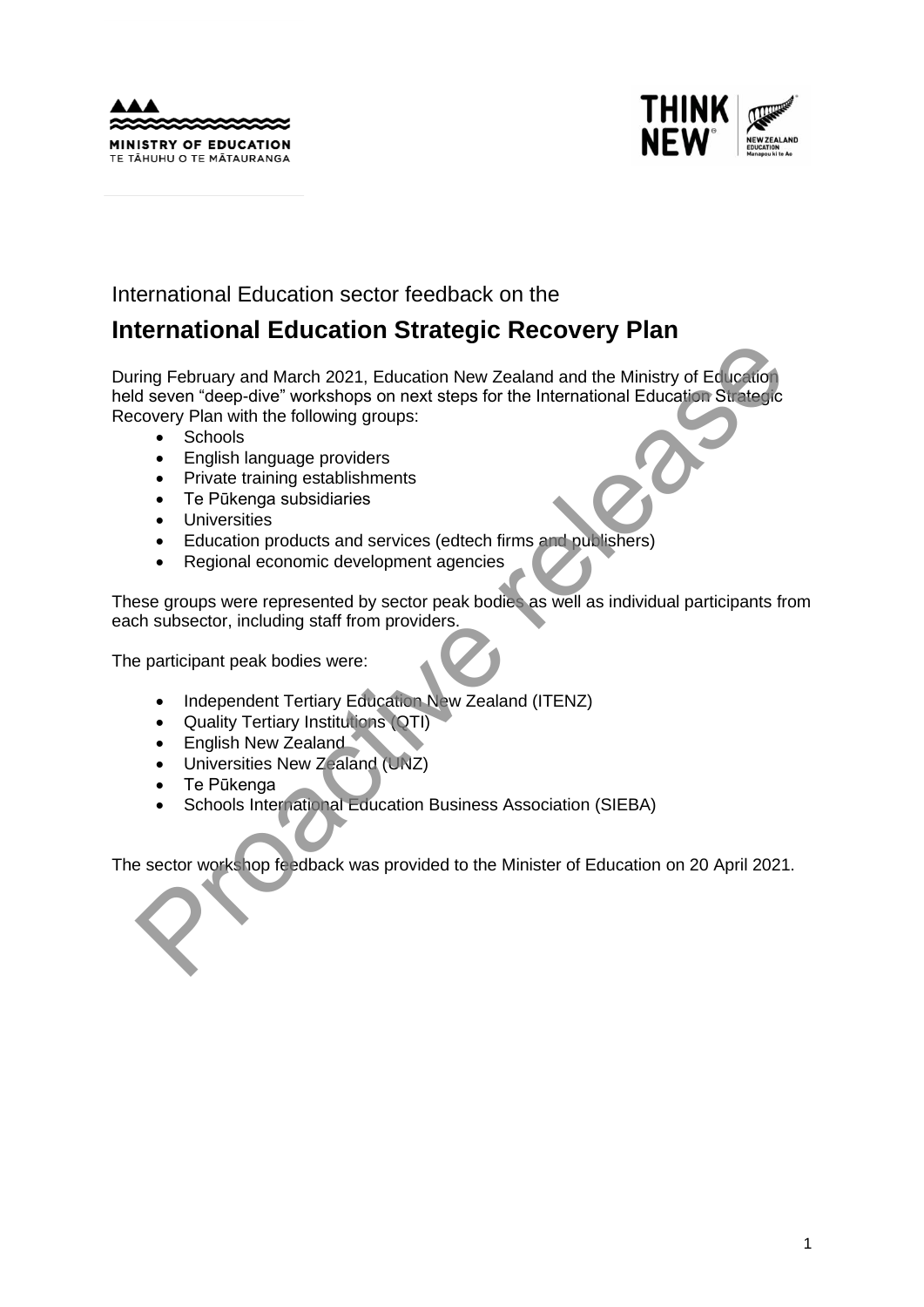International Education sector feedback on the

# International Education Strategic Recovery Plan

During February and March 2021, Education New Zealand and the Ministry of Education held seven "deep-dive" workshops on next steps for the International Education Strategic Recovery Plan with the following groups:

- Schools
- English language providers
- Private training establishments
- Te Pūkenga subsidiaries
- Universities
- Education products and services (edtech firms and publishers)
- Regional economic development agencies

These groups were represented by sector peak bodies as well as individual participants from each subsector, including staff from providers.

The participant peak bodies were:

- Independent Tertiary Education New Zealand (ITENZ)
- Quality Tertiary Institutions (QTI)
- English New Zealand
- Universities New Zealand (UNZ)
- Te Pūkenga
- Schools International Education Business Association (SIEBA)

The sector workshop feedback was provided to the Minister of Education on 20 April 2021.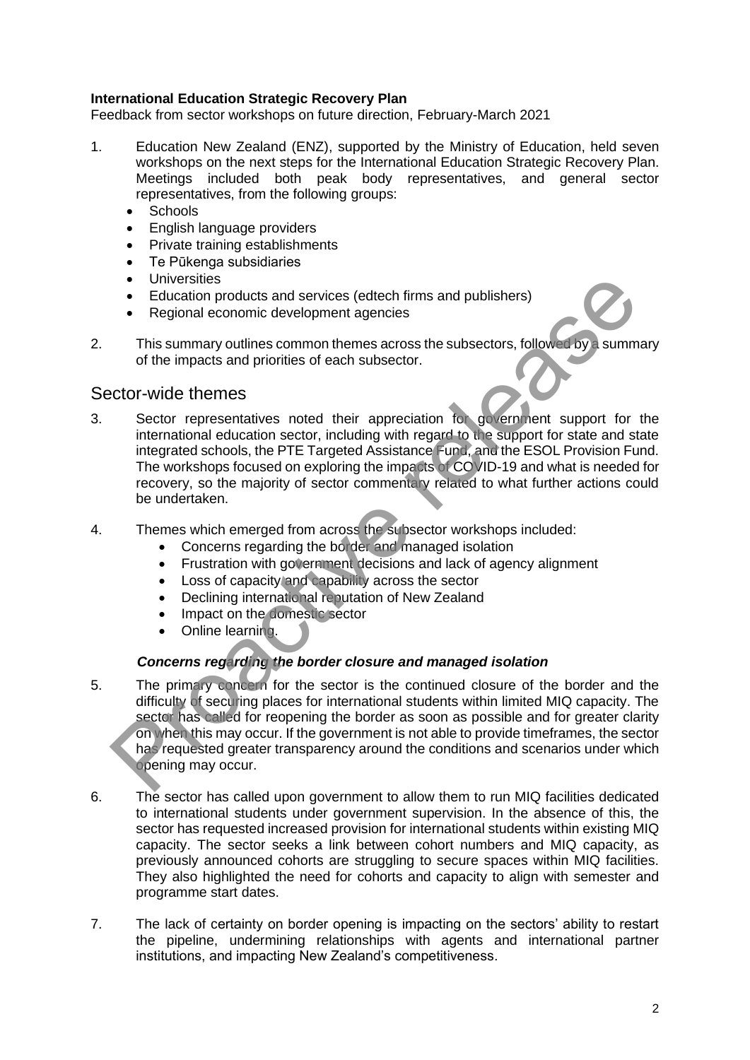**International Education Strategic Recovery Plan**

Feedback from sector workshops on future direction, February-March 2021

1. Education New Zealand (ENZ), supported by the Ministry of Education, held seven workshops on the next steps for the International Education Strategic Recovery Plan. Meetings included both peak body representatives, and general sector representatives, from the following groups:
   - Schools
   - English language providers
   - Private training establishments
   - Te Pūkenga subsidiaries
   - Universities
   - Education products and services (edtech firms and publishers)
   - Regional economic development agencies

2. This summary outlines common themes across the subsectors, followed by a summary of the impacts and priorities of each subsector.

## Sector-wide themes

3. Sector representatives noted their appreciation for government support for the international education sector, including with regard to the support for state and state integrated schools, the PTE Targeted Assistance Fund, and the ESOL Provision Fund. The workshops focused on exploring the impacts of COVID-19 and what is needed for recovery, so the majority of sector commentary related to what further actions could be undertaken.

4. Themes which emerged from across the subsector workshops included:
   - Concerns regarding the border and managed isolation
   - Frustration with government decisions and lack of agency alignment
   - Loss of capacity and capability across the sector
   - Declining international reputation of New Zealand
   - Impact on the domestic sector
   - Online learning.

### *Concerns regarding the border closure and managed isolation*

5. The primary concern for the sector is the continued closure of the border and the difficulty of securing places for international students within limited MIQ capacity. The sector has called for reopening the border as soon as possible and for greater clarity on when this may occur. If the government is not able to provide timeframes, the sector has requested greater transparency around the conditions and scenarios under which opening may occur.

6. The sector has called upon government to allow them to run MIQ facilities dedicated to international students under government supervision. In the absence of this, the sector has requested increased provision for international students within existing MIQ capacity. The sector seeks a link between cohort numbers and MIQ capacity, as previously announced cohorts are struggling to secure spaces within MIQ facilities. They also highlighted the need for cohorts and capacity to align with semester and programme start dates.

7. The lack of certainty on border opening is impacting on the sectors' ability to restart the pipeline, undermining relationships with agents and international partner institutions, and impacting New Zealand's competitiveness.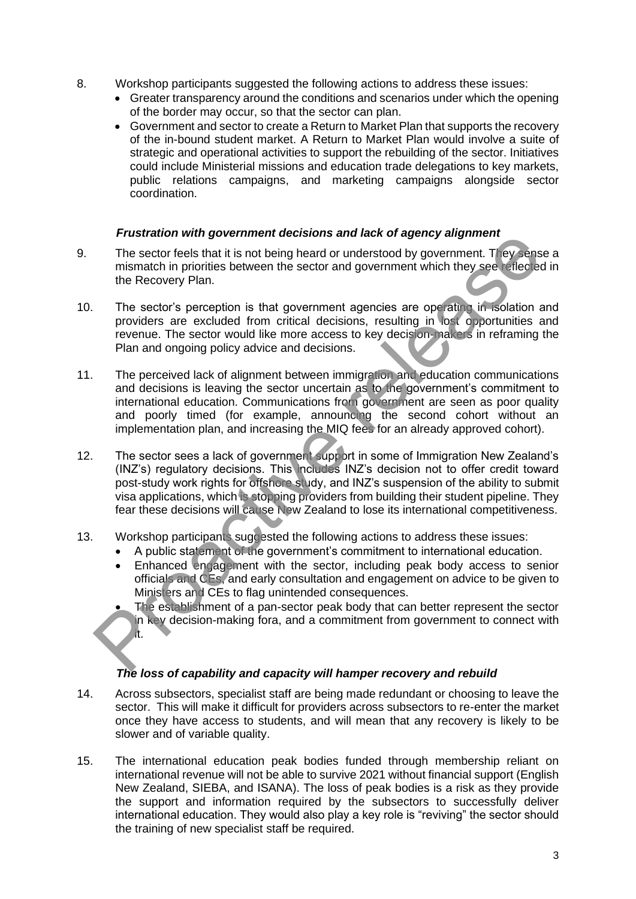8. Workshop participants suggested the following actions to address these issues:
   - Greater transparency around the conditions and scenarios under which the opening of the border may occur, so that the sector can plan.
   - Government and sector to create a Return to Market Plan that supports the recovery of the in-bound student market. A Return to Market Plan would involve a suite of strategic and operational activities to support the rebuilding of the sector. Initiatives could include Ministerial missions and education trade delegations to key markets, public relations campaigns, and marketing campaigns alongside sector coordination.

***Frustration with government decisions and lack of agency alignment***

9. The sector feels that it is not being heard or understood by government. They sense a mismatch in priorities between the sector and government which they see reflected in the Recovery Plan.

10. The sector's perception is that government agencies are operating in isolation and providers are excluded from critical decisions, resulting in lost opportunities and revenue. The sector would like more access to key decision-makers in reframing the Plan and ongoing policy advice and decisions.

11. The perceived lack of alignment between immigration and education communications and decisions is leaving the sector uncertain as to the government's commitment to international education. Communications from government are seen as poor quality and poorly timed (for example, announcing the second cohort without an implementation plan, and increasing the MIQ fees for an already approved cohort).

12. The sector sees a lack of government support in some of Immigration New Zealand's (INZ's) regulatory decisions. This includes INZ's decision not to offer credit toward post-study work rights for offshore study, and INZ's suspension of the ability to submit visa applications, which is stopping providers from building their student pipeline. They fear these decisions will cause New Zealand to lose its international competitiveness.

13. Workshop participants suggested the following actions to address these issues:
   - A public statement of the government's commitment to international education.
   - Enhanced engagement with the sector, including peak body access to senior officials and CEs, and early consultation and engagement on advice to be given to Ministers and CEs to flag unintended consequences.
   - The establishment of a pan-sector peak body that can better represent the sector in key decision-making fora, and a commitment from government to connect with it.

***The loss of capability and capacity will hamper recovery and rebuild***

14. Across subsectors, specialist staff are being made redundant or choosing to leave the sector. This will make it difficult for providers across subsectors to re-enter the market once they have access to students, and will mean that any recovery is likely to be slower and of variable quality.

15. The international education peak bodies funded through membership reliant on international revenue will not be able to survive 2021 without financial support (English New Zealand, SIEBA, and ISANA). The loss of peak bodies is a risk as they provide the support and information required by the subsectors to successfully deliver international education. They would also play a key role is "reviving" the sector should the training of new specialist staff be required.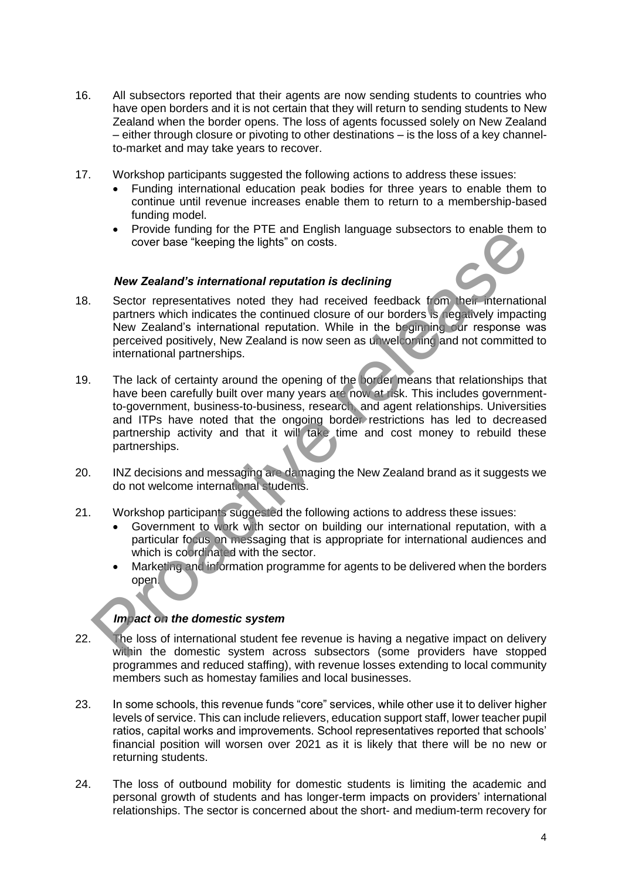16. All subsectors reported that their agents are now sending students to countries who have open borders and it is not certain that they will return to sending students to New Zealand when the border opens. The loss of agents focussed solely on New Zealand – either through closure or pivoting to other destinations – is the loss of a key channel-to-market and may take years to recover.

17. Workshop participants suggested the following actions to address these issues:
    - Funding international education peak bodies for three years to enable them to continue until revenue increases enable them to return to a membership-based funding model.
    - Provide funding for the PTE and English language subsectors to enable them to cover base "keeping the lights" on costs.

### *New Zealand's international reputation is declining*

18. Sector representatives noted they had received feedback from their international partners which indicates the continued closure of our borders is negatively impacting New Zealand's international reputation. While in the beginning our response was perceived positively, New Zealand is now seen as unwelcoming and not committed to international partnerships.

19. The lack of certainty around the opening of the border means that relationships that have been carefully built over many years are now at risk. This includes government-to-government, business-to-business, research, and agent relationships. Universities and ITPs have noted that the ongoing border restrictions has led to decreased partnership activity and that it will take time and cost money to rebuild these partnerships.

20. INZ decisions and messaging are damaging the New Zealand brand as it suggests we do not welcome international students.

21. Workshop participants suggested the following actions to address these issues:
    - Government to work with sector on building our international reputation, with a particular focus on messaging that is appropriate for international audiences and which is coordinated with the sector.
    - Marketing and information programme for agents to be delivered when the borders open.

### *Impact on the domestic system*

22. The loss of international student fee revenue is having a negative impact on delivery within the domestic system across subsectors (some providers have stopped programmes and reduced staffing), with revenue losses extending to local community members such as homestay families and local businesses.

23. In some schools, this revenue funds "core" services, while other use it to deliver higher levels of service. This can include relievers, education support staff, lower teacher pupil ratios, capital works and improvements. School representatives reported that schools' financial position will worsen over 2021 as it is likely that there will be no new or returning students.

24. The loss of outbound mobility for domestic students is limiting the academic and personal growth of students and has longer-term impacts on providers' international relationships. The sector is concerned about the short- and medium-term recovery for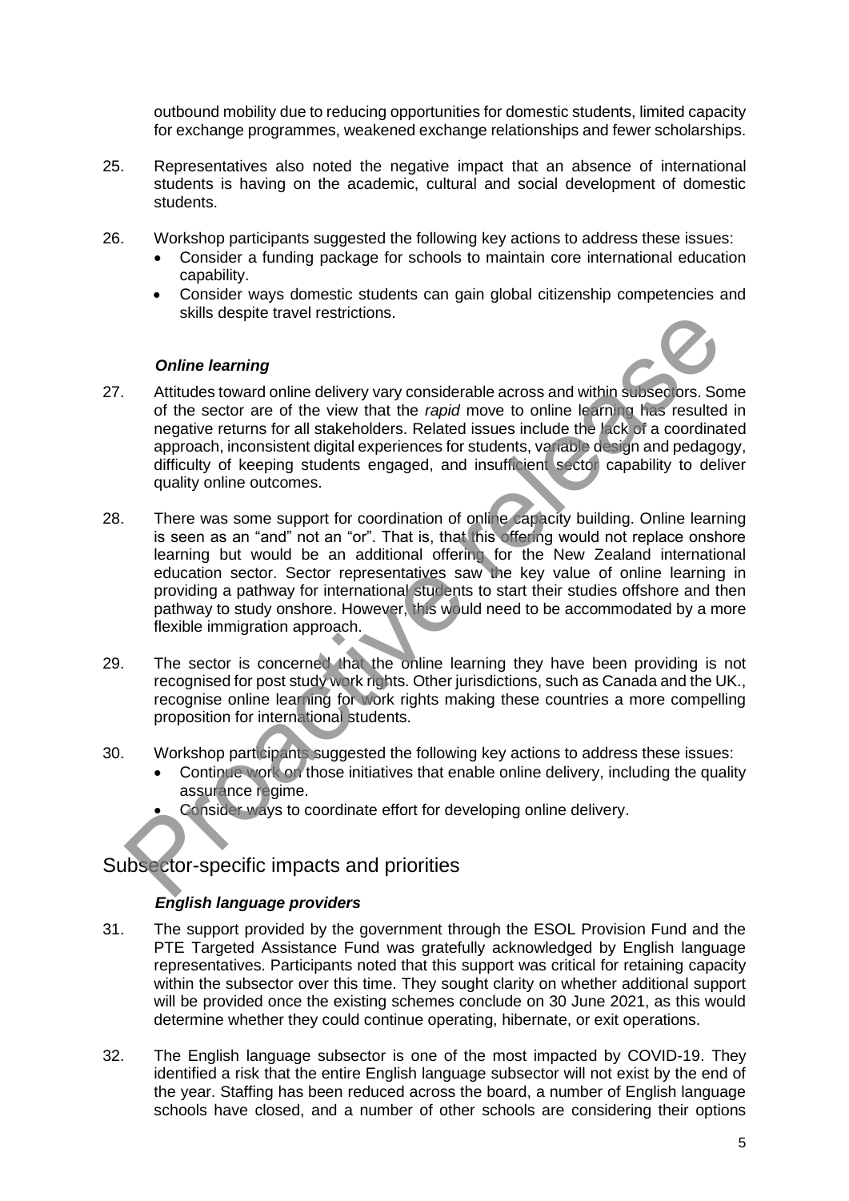outbound mobility due to reducing opportunities for domestic students, limited capacity for exchange programmes, weakened exchange relationships and fewer scholarships.

25. Representatives also noted the negative impact that an absence of international students is having on the academic, cultural and social development of domestic students.

26. Workshop participants suggested the following key actions to address these issues:
    - Consider a funding package for schools to maintain core international education capability.
    - Consider ways domestic students can gain global citizenship competencies and skills despite travel restrictions.

### *Online learning*

27. Attitudes toward online delivery vary considerable across and within subsectors. Some of the sector are of the view that the *rapid* move to online learning has resulted in negative returns for all stakeholders. Related issues include the lack of a coordinated approach, inconsistent digital experiences for students, variable design and pedagogy, difficulty of keeping students engaged, and insufficient sector capability to deliver quality online outcomes.

28. There was some support for coordination of online capacity building. Online learning is seen as an "and" not an "or". That is, that this offering would not replace onshore learning but would be an additional offering for the New Zealand international education sector. Sector representatives saw the key value of online learning in providing a pathway for international students to start their studies offshore and then pathway to study onshore. However, this would need to be accommodated by a more flexible immigration approach.

29. The sector is concerned that the online learning they have been providing is not recognised for post study work rights. Other jurisdictions, such as Canada and the UK., recognise online learning for work rights making these countries a more compelling proposition for international students.

30. Workshop participants suggested the following key actions to address these issues:
    - Continue work on those initiatives that enable online delivery, including the quality assurance regime.
    - Consider ways to coordinate effort for developing online delivery.

## Subsector-specific impacts and priorities

### *English language providers*

31. The support provided by the government through the ESOL Provision Fund and the PTE Targeted Assistance Fund was gratefully acknowledged by English language representatives. Participants noted that this support was critical for retaining capacity within the subsector over this time. They sought clarity on whether additional support will be provided once the existing schemes conclude on 30 June 2021, as this would determine whether they could continue operating, hibernate, or exit operations.

32. The English language subsector is one of the most impacted by COVID-19. They identified a risk that the entire English language subsector will not exist by the end of the year. Staffing has been reduced across the board, a number of English language schools have closed, and a number of other schools are considering their options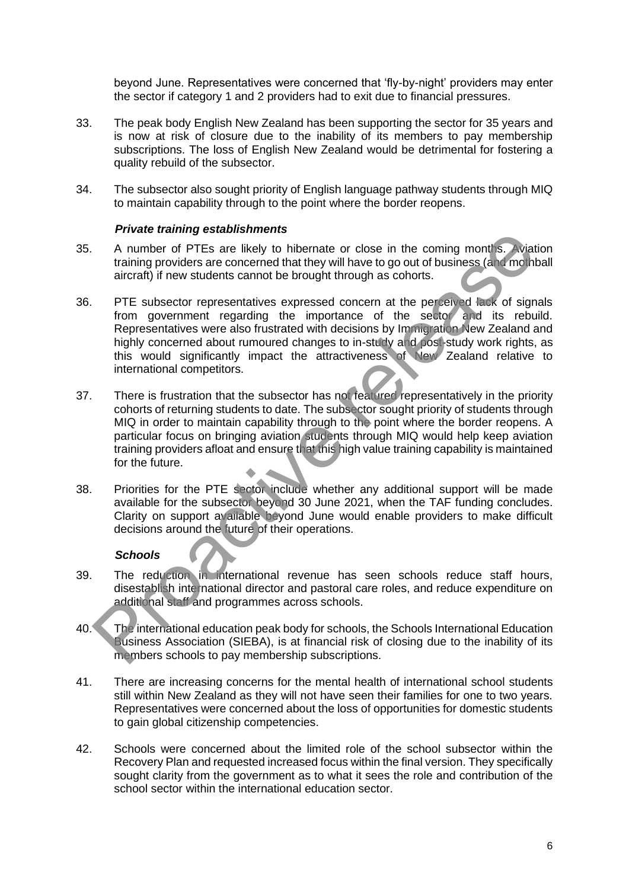beyond June. Representatives were concerned that 'fly-by-night' providers may enter the sector if category 1 and 2 providers had to exit due to financial pressures.

33. The peak body English New Zealand has been supporting the sector for 35 years and is now at risk of closure due to the inability of its members to pay membership subscriptions. The loss of English New Zealand would be detrimental for fostering a quality rebuild of the subsector.

34. The subsector also sought priority of English language pathway students through MIQ to maintain capability through to the point where the border reopens.

### *Private training establishments*

35. A number of PTEs are likely to hibernate or close in the coming months. Aviation training providers are concerned that they will have to go out of business (and mothball aircraft) if new students cannot be brought through as cohorts.

36. PTE subsector representatives expressed concern at the perceived lack of signals from government regarding the importance of the sector and its rebuild. Representatives were also frustrated with decisions by Immigration New Zealand and highly concerned about rumoured changes to in-study and post-study work rights, as this would significantly impact the attractiveness of New Zealand relative to international competitors.

37. There is frustration that the subsector has not featured representatively in the priority cohorts of returning students to date. The subsector sought priority of students through MIQ in order to maintain capability through to the point where the border reopens. A particular focus on bringing aviation students through MIQ would help keep aviation training providers afloat and ensure that this high value training capability is maintained for the future.

38. Priorities for the PTE sector include whether any additional support will be made available for the subsector beyond 30 June 2021, when the TAF funding concludes. Clarity on support available beyond June would enable providers to make difficult decisions around the future of their operations.

### *Schools*

39. The reduction in international revenue has seen schools reduce staff hours, disestablish international director and pastoral care roles, and reduce expenditure on additional staff and programmes across schools.

40. The international education peak body for schools, the Schools International Education Business Association (SIEBA), is at financial risk of closing due to the inability of its members schools to pay membership subscriptions.

41. There are increasing concerns for the mental health of international school students still within New Zealand as they will not have seen their families for one to two years. Representatives were concerned about the loss of opportunities for domestic students to gain global citizenship competencies.

42. Schools were concerned about the limited role of the school subsector within the Recovery Plan and requested increased focus within the final version. They specifically sought clarity from the government as to what it sees the role and contribution of the school sector within the international education sector.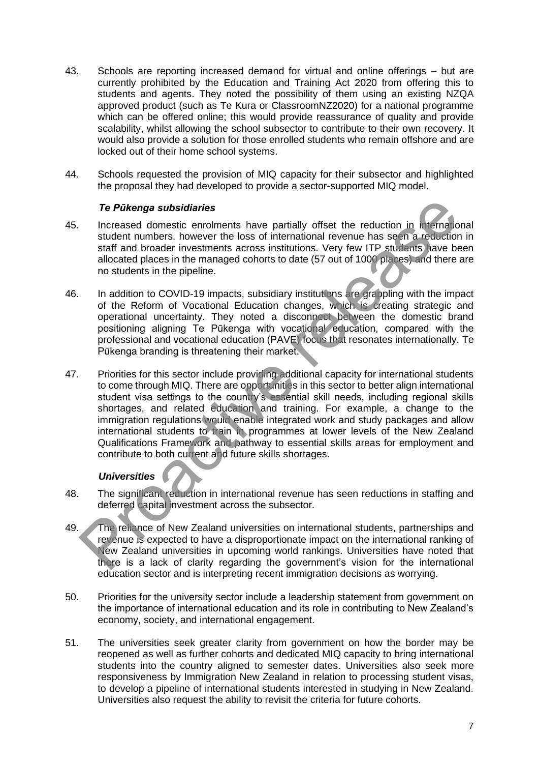43. Schools are reporting increased demand for virtual and online offerings – but are currently prohibited by the Education and Training Act 2020 from offering this to students and agents. They noted the possibility of them using an existing NZQA approved product (such as Te Kura or ClassroomNZ2020) for a national programme which can be offered online; this would provide reassurance of quality and provide scalability, whilst allowing the school subsector to contribute to their own recovery. It would also provide a solution for those enrolled students who remain offshore and are locked out of their home school systems.

44. Schools requested the provision of MIQ capacity for their subsector and highlighted the proposal they had developed to provide a sector-supported MIQ model.

***Te Pūkenga subsidiaries***

45. Increased domestic enrolments have partially offset the reduction in international student numbers, however the loss of international revenue has seen a reduction in staff and broader investments across institutions. Very few ITP students have been allocated places in the managed cohorts to date (57 out of 1000 places) and there are no students in the pipeline.

46. In addition to COVID-19 impacts, subsidiary institutions are grappling with the impact of the Reform of Vocational Education changes, which is creating strategic and operational uncertainty. They noted a disconnect between the domestic brand positioning aligning Te Pūkenga with vocational education, compared with the professional and vocational education (PAVE) focus that resonates internationally. Te Pūkenga branding is threatening their market.

47. Priorities for this sector include providing additional capacity for international students to come through MIQ. There are opportunities in this sector to better align international student visa settings to the country's essential skill needs, including regional skills shortages, and related education and training. For example, a change to the immigration regulations would enable integrated work and study packages and allow international students to train in programmes at lower levels of the New Zealand Qualifications Framework and pathway to essential skills areas for employment and contribute to both current and future skills shortages.

***Universities***

48. The significant reduction in international revenue has seen reductions in staffing and deferred capital investment across the subsector.

49. The reliance of New Zealand universities on international students, partnerships and revenue is expected to have a disproportionate impact on the international ranking of New Zealand universities in upcoming world rankings. Universities have noted that there is a lack of clarity regarding the government's vision for the international education sector and is interpreting recent immigration decisions as worrying.

50. Priorities for the university sector include a leadership statement from government on the importance of international education and its role in contributing to New Zealand's economy, society, and international engagement.

51. The universities seek greater clarity from government on how the border may be reopened as well as further cohorts and dedicated MIQ capacity to bring international students into the country aligned to semester dates. Universities also seek more responsiveness by Immigration New Zealand in relation to processing student visas, to develop a pipeline of international students interested in studying in New Zealand. Universities also request the ability to revisit the criteria for future cohorts.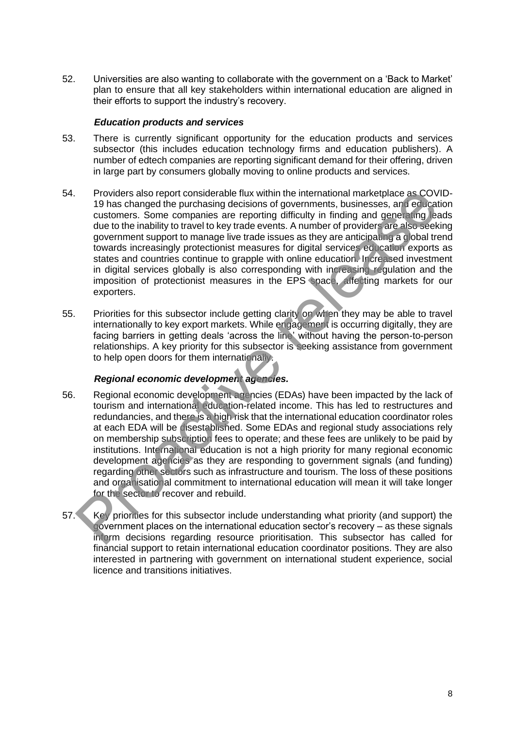52. Universities are also wanting to collaborate with the government on a 'Back to Market' plan to ensure that all key stakeholders within international education are aligned in their efforts to support the industry's recovery.

***Education products and services***

53. There is currently significant opportunity for the education products and services subsector (this includes education technology firms and education publishers). A number of edtech companies are reporting significant demand for their offering, driven in large part by consumers globally moving to online products and services.

54. Providers also report considerable flux within the international marketplace as COVID-19 has changed the purchasing decisions of governments, businesses, and education customers. Some companies are reporting difficulty in finding and generating leads due to the inability to travel to key trade events. A number of providers are also seeking government support to manage live trade issues as they are anticipating a global trend towards increasingly protectionist measures for digital services education exports as states and countries continue to grapple with online education. Increased investment in digital services globally is also corresponding with increasing regulation and the imposition of protectionist measures in the EPS space, affecting markets for our exporters.

55. Priorities for this subsector include getting clarity on when they may be able to travel internationally to key export markets. While engagement is occurring digitally, they are facing barriers in getting deals 'across the line' without having the person-to-person relationships. A key priority for this subsector is seeking assistance from government to help open doors for them internationally.

***Regional economic development agencies.***

56. Regional economic development agencies (EDAs) have been impacted by the lack of tourism and international education-related income. This has led to restructures and redundancies, and there is a high risk that the international education coordinator roles at each EDA will be disestablished. Some EDAs and regional study associations rely on membership subscription fees to operate; and these fees are unlikely to be paid by institutions. International education is not a high priority for many regional economic development agencies as they are responding to government signals (and funding) regarding other sectors such as infrastructure and tourism. The loss of these positions and organisational commitment to international education will mean it will take longer for the sector to recover and rebuild.

57. Key priorities for this subsector include understanding what priority (and support) the government places on the international education sector's recovery – as these signals inform decisions regarding resource prioritisation. This subsector has called for financial support to retain international education coordinator positions. They are also interested in partnering with government on international student experience, social licence and transitions initiatives.